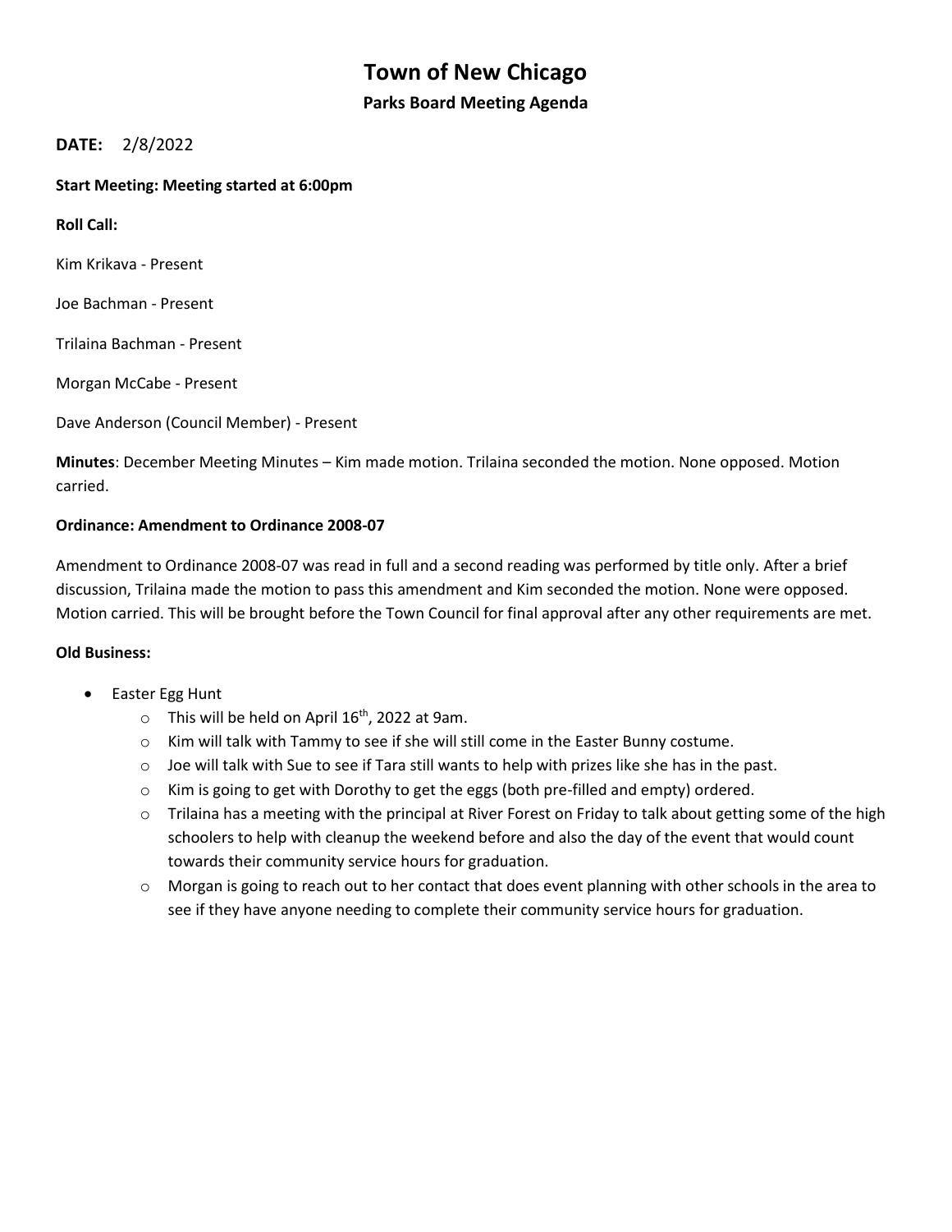# Town of New Chicago

## Parks Board Meeting Agenda

**DATE:** 2/8/2022

**Start Meeting: Meeting started at 6:00pm**

**Roll Call:**

Kim Krikava - Present

Joe Bachman - Present

Trilaina Bachman - Present

Morgan McCabe - Present

Dave Anderson (Council Member) - Present

**Minutes**: December Meeting Minutes – Kim made motion. Trilaina seconded the motion. None opposed. Motion carried.

**Ordinance: Amendment to Ordinance 2008-07**

Amendment to Ordinance 2008-07 was read in full and a second reading was performed by title only. After a brief discussion, Trilaina made the motion to pass this amendment and Kim seconded the motion. None were opposed. Motion carried. This will be brought before the Town Council for final approval after any other requirements are met.

**Old Business:**

- Easter Egg Hunt
  - This will be held on April 16th, 2022 at 9am.
  - Kim will talk with Tammy to see if she will still come in the Easter Bunny costume.
  - Joe will talk with Sue to see if Tara still wants to help with prizes like she has in the past.
  - Kim is going to get with Dorothy to get the eggs (both pre-filled and empty) ordered.
  - Trilaina has a meeting with the principal at River Forest on Friday to talk about getting some of the high schoolers to help with cleanup the weekend before and also the day of the event that would count towards their community service hours for graduation.
  - Morgan is going to reach out to her contact that does event planning with other schools in the area to see if they have anyone needing to complete their community service hours for graduation.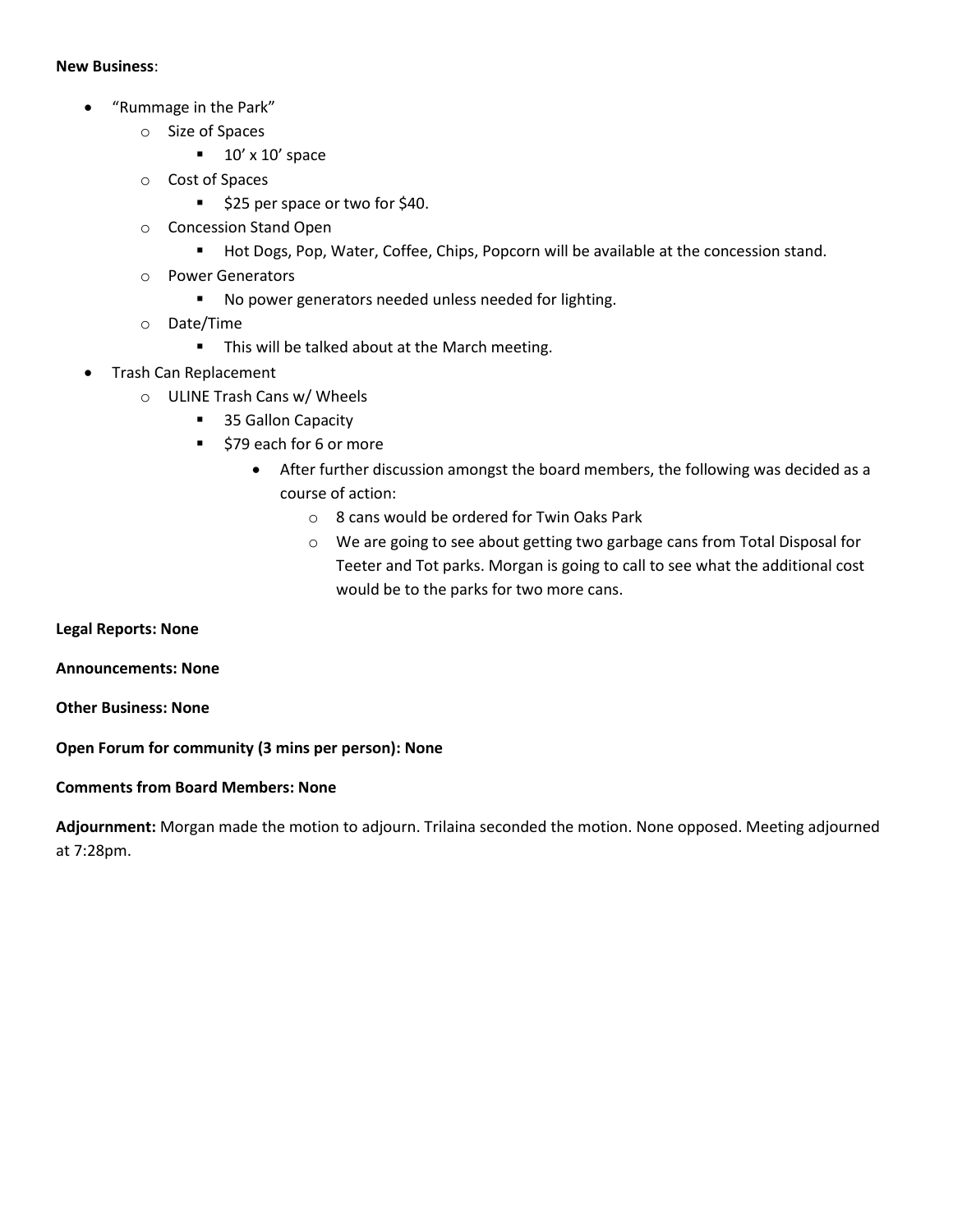**New Business**:

- "Rummage in the Park"
  - Size of Spaces
    - 10' x 10' space
  - Cost of Spaces
    - $25 per space or two for $40.
  - Concession Stand Open
    - Hot Dogs, Pop, Water, Coffee, Chips, Popcorn will be available at the concession stand.
  - Power Generators
    - No power generators needed unless needed for lighting.
  - Date/Time
    - This will be talked about at the March meeting.
- Trash Can Replacement
  - ULINE Trash Cans w/ Wheels
    - 35 Gallon Capacity
    - $79 each for 6 or more
      - After further discussion amongst the board members, the following was decided as a course of action:
        - 8 cans would be ordered for Twin Oaks Park
        - We are going to see about getting two garbage cans from Total Disposal for Teeter and Tot parks. Morgan is going to call to see what the additional cost would be to the parks for two more cans.

**Legal Reports: None**

**Announcements: None**

**Other Business: None**

**Open Forum for community (3 mins per person): None**

**Comments from Board Members: None**

**Adjournment:** Morgan made the motion to adjourn. Trilaina seconded the motion. None opposed. Meeting adjourned at 7:28pm.